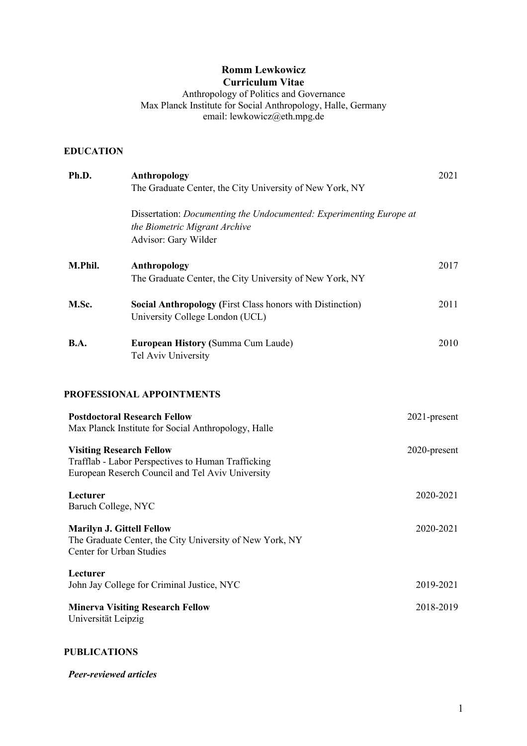**Romm Lewkowicz**
**Curriculum Vitae**
Anthropology of Politics and Governance
Max Planck Institute for Social Anthropology, Halle, Germany
email: lewkowicz@eth.mpg.de

## EDUCATION

**Ph.D.** **Anthropology** 2021
The Graduate Center, the City University of New York, NY

Dissertation: *Documenting the Undocumented: Experimenting Europe at the Biometric Migrant Archive*
Advisor: Gary Wilder

**M.Phil.** **Anthropology** 2017
The Graduate Center, the City University of New York, NY

**M.Sc.** **Social Anthropology (**First Class honors with Distinction) 2011
University College London (UCL)

**B.A.** **European History (**Summa Cum Laude) 2010
Tel Aviv University

## PROFESSIONAL APPOINTMENTS

**Postdoctoral Research Fellow** 2021-present
Max Planck Institute for Social Anthropology, Halle

**Visiting Research Fellow** 2020-present
Trafflab - Labor Perspectives to Human Trafficking
European Reserch Council and Tel Aviv University

**Lecturer** 2020-2021
Baruch College, NYC

**Marilyn J. Gittell Fellow** 2020-2021
The Graduate Center, the City University of New York, NY
Center for Urban Studies

**Lecturer**
John Jay College for Criminal Justice, NYC 2019-2021

**Minerva Visiting Research Fellow** 2018-2019
Universität Leipzig

## PUBLICATIONS

***Peer-reviewed articles***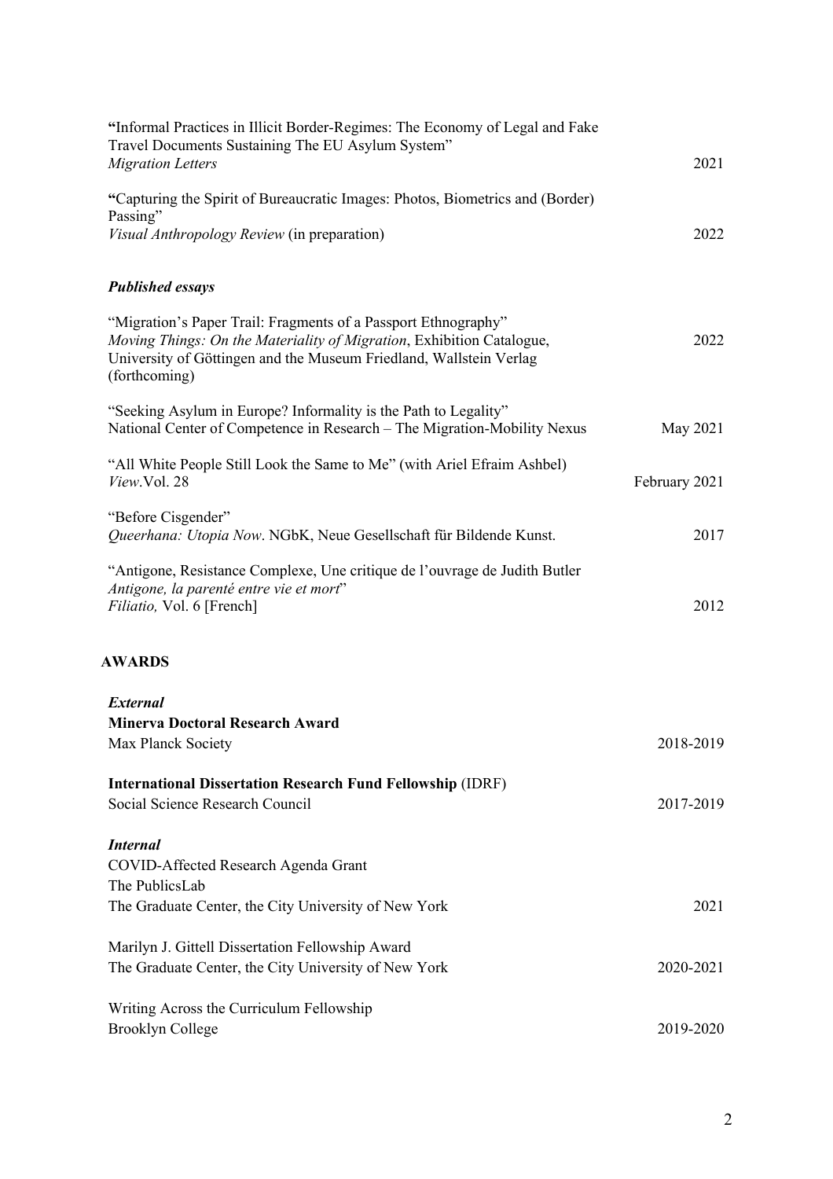**"**Informal Practices in Illicit Border-Regimes: The Economy of Legal and Fake Travel Documents Sustaining The EU Asylum System"
*Migration Letters* 2021

**"**Capturing the Spirit of Bureaucratic Images: Photos, Biometrics and (Border) Passing"
*Visual Anthropology Review* (in preparation) 2022

### *Published essays*

"Migration's Paper Trail: Fragments of a Passport Ethnography"
*Moving Things: On the Materiality of Migration*, Exhibition Catalogue, University of Göttingen and the Museum Friedland, Wallstein Verlag (forthcoming) 2022

"Seeking Asylum in Europe? Informality is the Path to Legality"
National Center of Competence in Research – The Migration-Mobility Nexus May 2021

"All White People Still Look the Same to Me" (with Ariel Efraim Ashbel)
*View*.Vol. 28 February 2021

"Before Cisgender"
*Queerhana: Utopia Now*. NGbK, Neue Gesellschaft für Bildende Kunst. 2017

"Antigone, Resistance Complexe, Une critique de l'ouvrage de Judith Butler *Antigone, la parenté entre vie et mort*"
*Filiatio,* Vol. 6 [French] 2012

## AWARDS

### *External*

**Minerva Doctoral Research Award**
Max Planck Society 2018-2019

**International Dissertation Research Fund Fellowship** (IDRF)
Social Science Research Council 2017-2019

### *Internal*

COVID-Affected Research Agenda Grant
The PublicsLab
The Graduate Center, the City University of New York 2021

Marilyn J. Gittell Dissertation Fellowship Award
The Graduate Center, the City University of New York 2020-2021

Writing Across the Curriculum Fellowship
Brooklyn College 2019-2020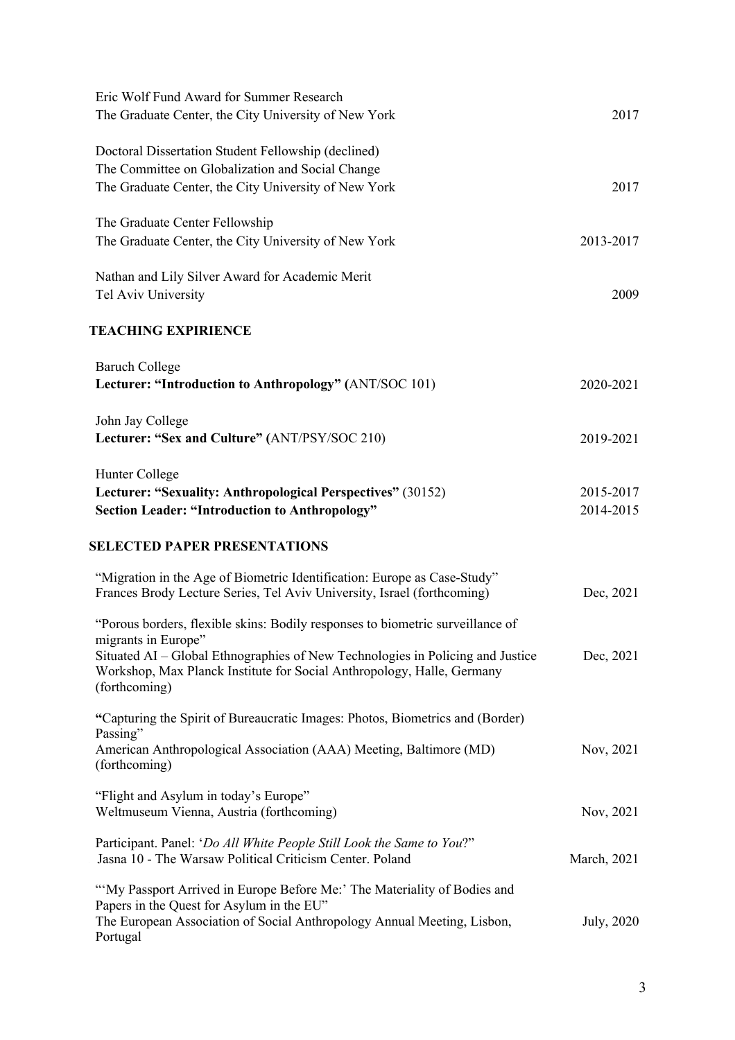Eric Wolf Fund Award for Summer Research
The Graduate Center, the City University of New York 2017

Doctoral Dissertation Student Fellowship (declined)
The Committee on Globalization and Social Change
The Graduate Center, the City University of New York 2017

The Graduate Center Fellowship
The Graduate Center, the City University of New York 2013-2017

Nathan and Lily Silver Award for Academic Merit
Tel Aviv University 2009

## TEACHING EXPIRIENCE

Baruch College
**Lecturer: "Introduction to Anthropology" (**ANT/SOC 101) 2020-2021

John Jay College
**Lecturer: "Sex and Culture" (**ANT/PSY/SOC 210) 2019-2021

Hunter College
**Lecturer: "Sexuality: Anthropological Perspectives"** (30152) 2015-2017
**Section Leader: "Introduction to Anthropology"** 2014-2015

## SELECTED PAPER PRESENTATIONS

"Migration in the Age of Biometric Identification: Europe as Case-Study"
Frances Brody Lecture Series, Tel Aviv University, Israel (forthcoming) Dec, 2021

"Porous borders, flexible skins: Bodily responses to biometric surveillance of migrants in Europe"
Situated AI – Global Ethnographies of New Technologies in Policing and Justice Workshop, Max Planck Institute for Social Anthropology, Halle, Germany (forthcoming) Dec, 2021

**"**Capturing the Spirit of Bureaucratic Images: Photos, Biometrics and (Border) Passing"
American Anthropological Association (AAA) Meeting, Baltimore (MD) (forthcoming) Nov, 2021

"Flight and Asylum in today's Europe"
Weltmuseum Vienna, Austria (forthcoming) Nov, 2021

Participant. Panel: '*Do All White People Still Look the Same to You*?"
Jasna 10 - The Warsaw Political Criticism Center. Poland March, 2021

"'My Passport Arrived in Europe Before Me:' The Materiality of Bodies and Papers in the Quest for Asylum in the EU"
The European Association of Social Anthropology Annual Meeting, Lisbon, Portugal July, 2020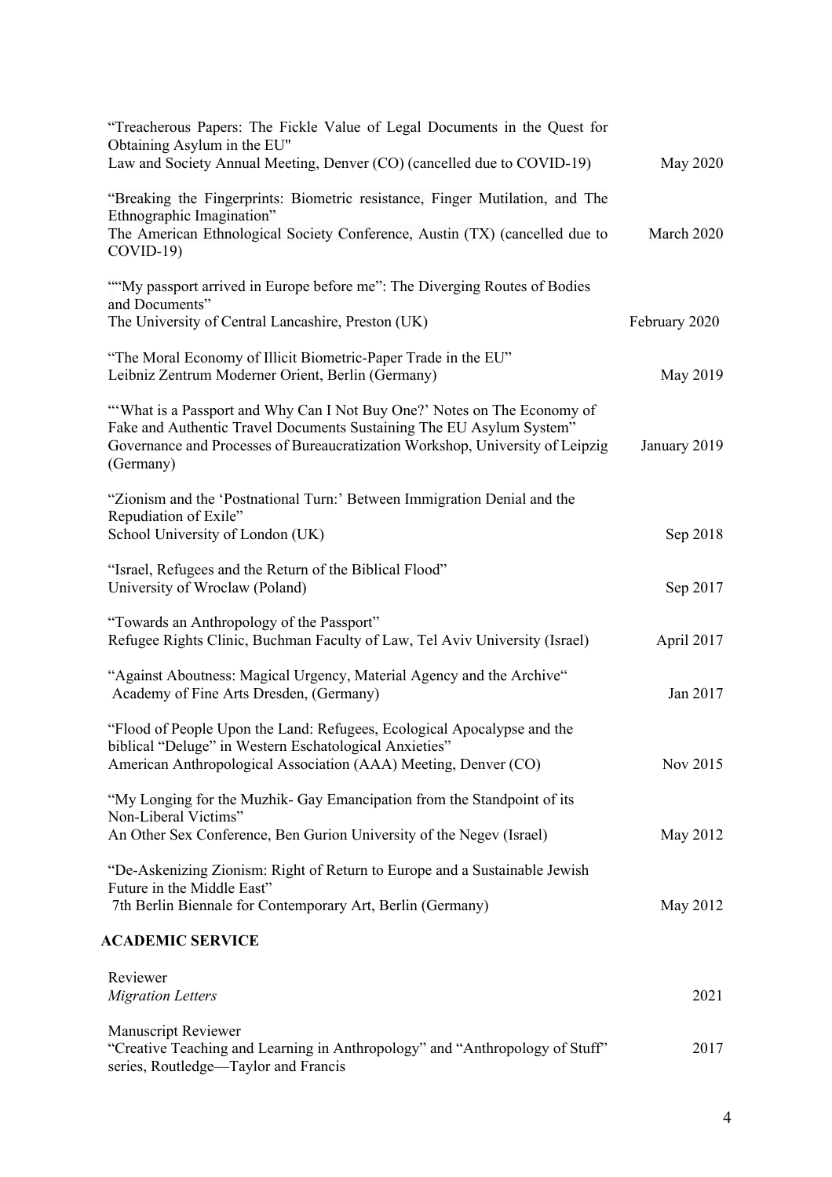"Treacherous Papers: The Fickle Value of Legal Documents in the Quest for Obtaining Asylum in the EU"
Law and Society Annual Meeting, Denver (CO) (cancelled due to COVID-19) — May 2020

"Breaking the Fingerprints: Biometric resistance, Finger Mutilation, and The Ethnographic Imagination"
The American Ethnological Society Conference, Austin (TX) (cancelled due to COVID-19) — March 2020

""My passport arrived in Europe before me": The Diverging Routes of Bodies and Documents"
The University of Central Lancashire, Preston (UK) — February 2020

"The Moral Economy of Illicit Biometric-Paper Trade in the EU"
Leibniz Zentrum Moderner Orient, Berlin (Germany) — May 2019

"'What is a Passport and Why Can I Not Buy One?' Notes on The Economy of Fake and Authentic Travel Documents Sustaining The EU Asylum System"
Governance and Processes of Bureaucratization Workshop, University of Leipzig (Germany) — January 2019

"Zionism and the 'Postnational Turn:' Between Immigration Denial and the Repudiation of Exile"
School University of London (UK) — Sep 2018

"Israel, Refugees and the Return of the Biblical Flood"
University of Wroclaw (Poland) — Sep 2017

"Towards an Anthropology of the Passport"
Refugee Rights Clinic, Buchman Faculty of Law, Tel Aviv University (Israel) — April 2017

"Against Aboutness: Magical Urgency, Material Agency and the Archive"
Academy of Fine Arts Dresden, (Germany) — Jan 2017

"Flood of People Upon the Land: Refugees, Ecological Apocalypse and the biblical "Deluge" in Western Eschatological Anxieties"
American Anthropological Association (AAA) Meeting, Denver (CO) — Nov 2015

"My Longing for the Muzhik- Gay Emancipation from the Standpoint of its Non-Liberal Victims"
An Other Sex Conference, Ben Gurion University of the Negev (Israel) — May 2012

"De-Askenizing Zionism: Right of Return to Europe and a Sustainable Jewish Future in the Middle East"
7th Berlin Biennale for Contemporary Art, Berlin (Germany) — May 2012

## ACADEMIC SERVICE

Reviewer
*Migration Letters* — 2021

Manuscript Reviewer
"Creative Teaching and Learning in Anthropology" and "Anthropology of Stuff" series, Routledge—Taylor and Francis — 2017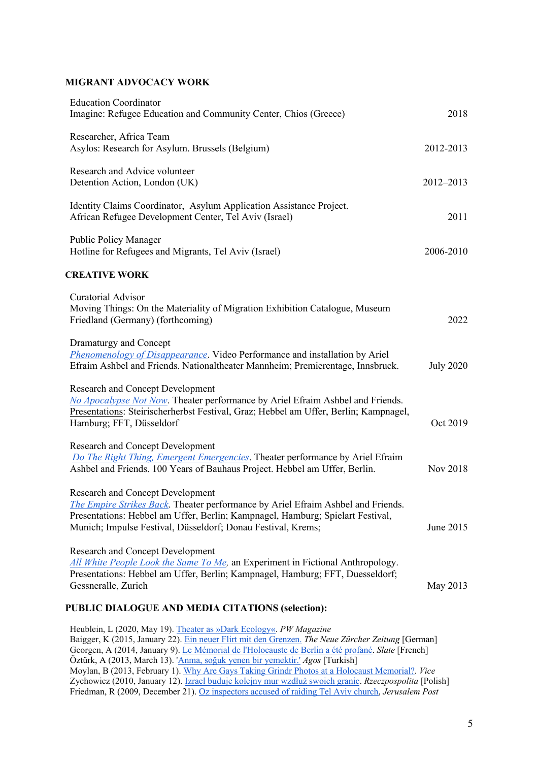## MIGRANT ADVOCACY WORK

Education Coordinator
Imagine: Refugee Education and Community Center, Chios (Greece) — 2018

Researcher, Africa Team
Asylos: Research for Asylum. Brussels (Belgium) — 2012-2013

Research and Advice volunteer
Detention Action, London (UK) — 2012–2013

Identity Claims Coordinator, Asylum Application Assistance Project.
African Refugee Development Center, Tel Aviv (Israel) — 2011

Public Policy Manager
Hotline for Refugees and Migrants, Tel Aviv (Israel) — 2006-2010

## CREATIVE WORK

Curatorial Advisor
Moving Things: On the Materiality of Migration Exhibition Catalogue, Museum Friedland (Germany) (forthcoming) — 2022

Dramaturgy and Concept
*Phenomenology of Disappearance*. Video Performance and installation by Ariel Efraim Ashbel and Friends. Nationaltheater Mannheim; Premierentage, Innsbruck. — July 2020

Research and Concept Development
*No Apocalypse Not Now*. Theater performance by Ariel Efraim Ashbel and Friends. Presentations: Steirischerherbst Festival, Graz; Hebbel am Uffer, Berlin; Kampnagel, Hamburg; FFT, Düsseldorf — Oct 2019

Research and Concept Development
*Do The Right Thing, Emergent Emergencies*. Theater performance by Ariel Efraim Ashbel and Friends. 100 Years of Bauhaus Project. Hebbel am Uffer, Berlin. — Nov 2018

Research and Concept Development
*The Empire Strikes Back*. Theater performance by Ariel Efraim Ashbel and Friends. Presentations: Hebbel am Uffer, Berlin; Kampnagel, Hamburg; Spielart Festival, Munich; Impulse Festival, Düsseldorf; Donau Festival, Krems; — June 2015

Research and Concept Development
*All White People Look the Same To Me*, an Experiment in Fictional Anthropology. Presentations: Hebbel am Uffer, Berlin; Kampnagel, Hamburg; FFT, Duesseldorf; Gessneralle, Zurich — May 2013

## PUBLIC DIALOGUE AND MEDIA CITATIONS (selection):

Heublein, L (2020, May 19). Theater as »Dark Ecology«. *PW Magazine*
Baigger, K (2015, January 22). Ein neuer Flirt mit den Grenzen. *The Neue Zürcher Zeitung* [German]
Georgen, A (2014, January 9). Le Mémorial de l'Holocauste de Berlin a été profané. *Slate* [French]
Öztürk, A (2013, March 13). 'Anma, soğuk yenen bir yemektir.' *Agos* [Turkish]
Moylan, B (2013, February 1). Why Are Gays Taking Grindr Photos at a Holocaust Memorial?. *Vice*
Zychowicz (2010, January 12). Izrael buduje kolejny mur wzdłuż swoich granic. *Rzeczpospolita* [Polish]
Friedman, R (2009, December 21). Oz inspectors accused of raiding Tel Aviv church, *Jerusalem Post*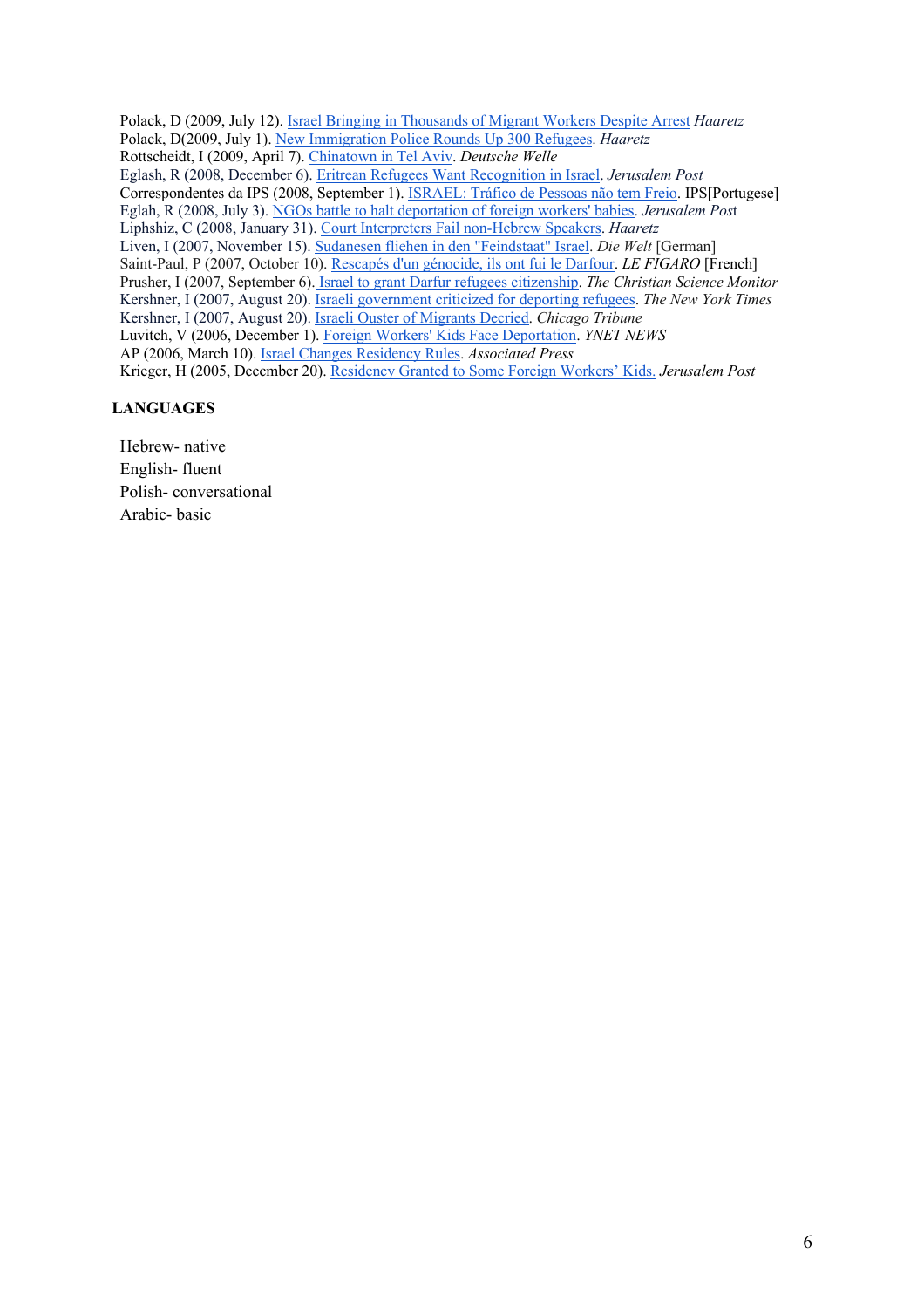Polack, D (2009, July 12). Israel Bringing in Thousands of Migrant Workers Despite Arrest *Haaretz*
Polack, D(2009, July 1). New Immigration Police Rounds Up 300 Refugees. *Haaretz*
Rottscheidt, I (2009, April 7). Chinatown in Tel Aviv. *Deutsche Welle*
Eglash, R (2008, December 6). Eritrean Refugees Want Recognition in Israel. *Jerusalem Post*
Correspondentes da IPS (2008, September 1). ISRAEL: Tráfico de Pessoas não tem Freio. IPS[Portugese]
Eglah, R (2008, July 3). NGOs battle to halt deportation of foreign workers' babies. *Jerusalem Post*
Liphshiz, C (2008, January 31). Court Interpreters Fail non-Hebrew Speakers. *Haaretz*
Liven, I (2007, November 15). Sudanesen fliehen in den "Feindstaat" Israel. *Die Welt* [German]
Saint-Paul, P (2007, October 10). Rescapés d'un génocide, ils ont fui le Darfour. *LE FIGARO* [French]
Prusher, I (2007, September 6). Israel to grant Darfur refugees citizenship. *The Christian Science Monitor*
Kershner, I (2007, August 20). Israeli government criticized for deporting refugees. *The New York Times*
Kershner, I (2007, August 20). Israeli Ouster of Migrants Decried. *Chicago Tribune*
Luvitch, V (2006, December 1). Foreign Workers' Kids Face Deportation. *YNET NEWS*
AP (2006, March 10). Israel Changes Residency Rules. *Associated Press*
Krieger, H (2005, Deecmber 20). Residency Granted to Some Foreign Workers' Kids. *Jerusalem Post*

## LANGUAGES

Hebrew- native
English- fluent
Polish- conversational
Arabic- basic